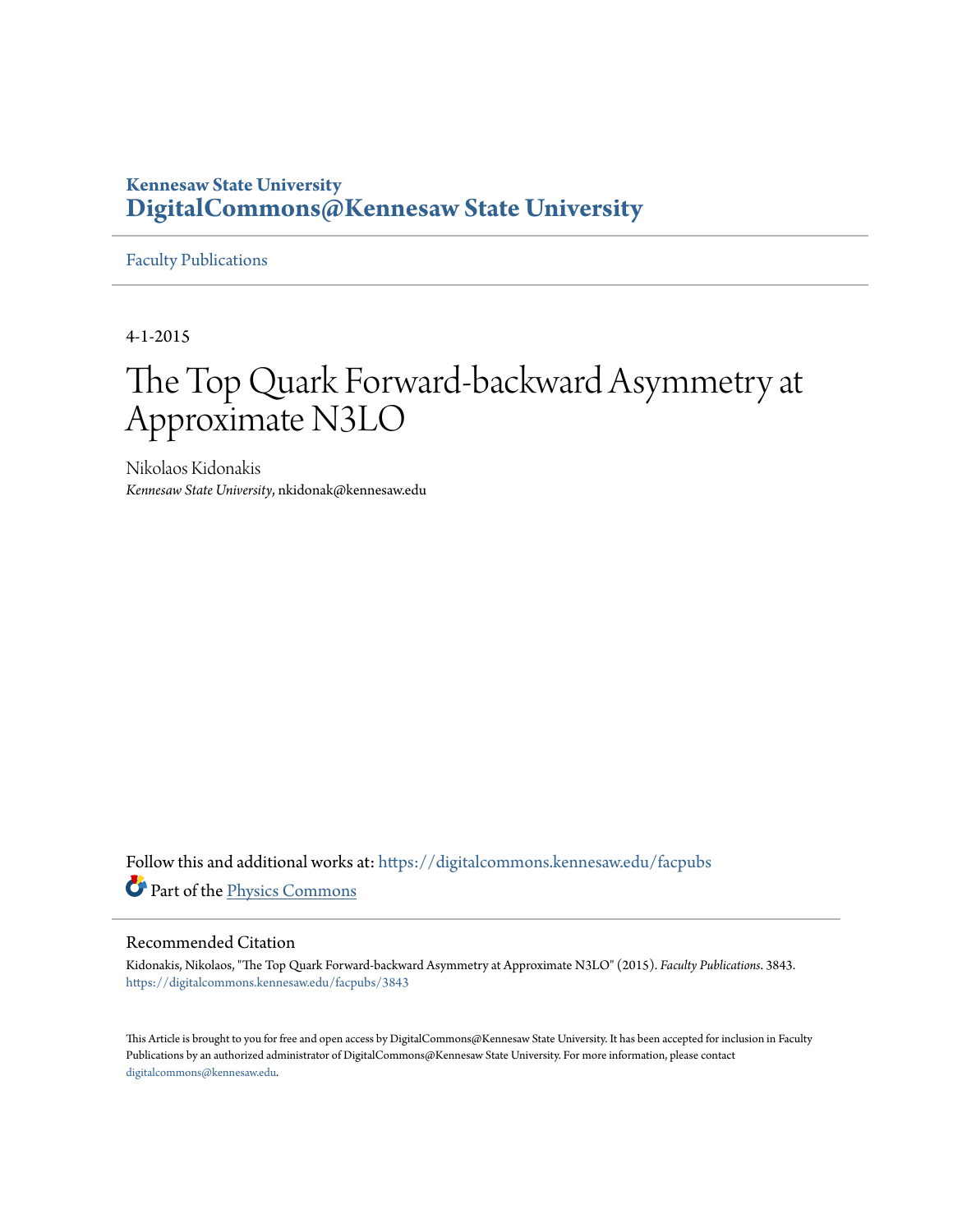**Kennesaw State University**
**DigitalCommons@Kennesaw State University**

Faculty Publications

---

4-1-2015

# The Top Quark Forward-backward Asymmetry at Approximate N3LO

Nikolaos Kidonakis
*Kennesaw State University*, nkidonak@kennesaw.edu

Follow this and additional works at: https://digitalcommons.kennesaw.edu/facpubs

Part of the Physics Commons

## Recommended Citation

Kidonakis, Nikolaos, "The Top Quark Forward-backward Asymmetry at Approximate N3LO" (2015). *Faculty Publications*. 3843.
https://digitalcommons.kennesaw.edu/facpubs/3843

This Article is brought to you for free and open access by DigitalCommons@Kennesaw State University. It has been accepted for inclusion in Faculty Publications by an authorized administrator of DigitalCommons@Kennesaw State University. For more information, please contact digitalcommons@kennesaw.edu.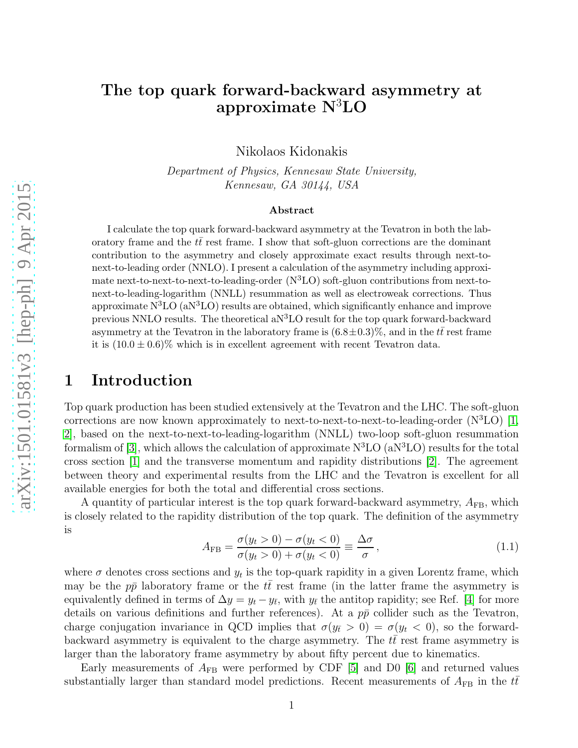# The top quark forward-backward asymmetry at approximate N$^3$LO

Nikolaos Kidonakis

*Department of Physics, Kennesaw State University,*
*Kennesaw, GA 30144, USA*

### Abstract

I calculate the top quark forward-backward asymmetry at the Tevatron in both the laboratory frame and the $t\bar{t}$ rest frame. I show that soft-gluon corrections are the dominant contribution to the asymmetry and closely approximate exact results through next-to-next-to-leading order (NNLO). I present a calculation of the asymmetry including approximate next-to-next-to-next-to-leading-order (N$^3$LO) soft-gluon contributions from next-to-next-to-leading-logarithm (NNLL) resummation as well as electroweak corrections. Thus approximate N$^3$LO (aN$^3$LO) results are obtained, which significantly enhance and improve previous NNLO results. The theoretical aN$^3$LO result for the top quark forward-backward asymmetry at the Tevatron in the laboratory frame is $(6.8 \pm 0.3)\%$, and in the $t\bar{t}$ rest frame it is $(10.0 \pm 0.6)\%$ which is in excellent agreement with recent Tevatron data.

## 1 Introduction

Top quark production has been studied extensively at the Tevatron and the LHC. The soft-gluon corrections are now known approximately to next-to-next-to-next-to-leading-order (N$^3$LO) [1, 2], based on the next-to-next-to-leading-logarithm (NNLL) two-loop soft-gluon resummation formalism of [3], which allows the calculation of approximate N$^3$LO (aN$^3$LO) results for the total cross section [1] and the transverse momentum and rapidity distributions [2]. The agreement between theory and experimental results from the LHC and the Tevatron is excellent for all available energies for both the total and differential cross sections.

A quantity of particular interest is the top quark forward-backward asymmetry, $A_{\rm FB}$, which is closely related to the rapidity distribution of the top quark. The definition of the asymmetry is

$$A_{\rm FB} = \frac{\sigma(y_t > 0) - \sigma(y_t < 0)}{\sigma(y_t > 0) + \sigma(y_t < 0)} \equiv \frac{\Delta\sigma}{\sigma}, \tag{1.1}$$

where $\sigma$ denotes cross sections and $y_t$ is the top-quark rapidity in a given Lorentz frame, which may be the $p\bar{p}$ laboratory frame or the $t\bar{t}$ rest frame (in the latter frame the asymmetry is equivalently defined in terms of $\Delta y = y_t - y_{\bar{t}}$, with $y_{\bar{t}}$ the antitop rapidity; see Ref. [4] for more details on various definitions and further references). At a $p\bar{p}$ collider such as the Tevatron, charge conjugation invariance in QCD implies that $\sigma(y_{\bar{t}} > 0) = \sigma(y_t < 0)$, so the forward-backward asymmetry is equivalent to the charge asymmetry. The $t\bar{t}$ rest frame asymmetry is larger than the laboratory frame asymmetry by about fifty percent due to kinematics.

Early measurements of $A_{\rm FB}$ were performed by CDF [5] and D0 [6] and returned values substantially larger than standard model predictions. Recent measurements of $A_{\rm FB}$ in the $t\bar{t}$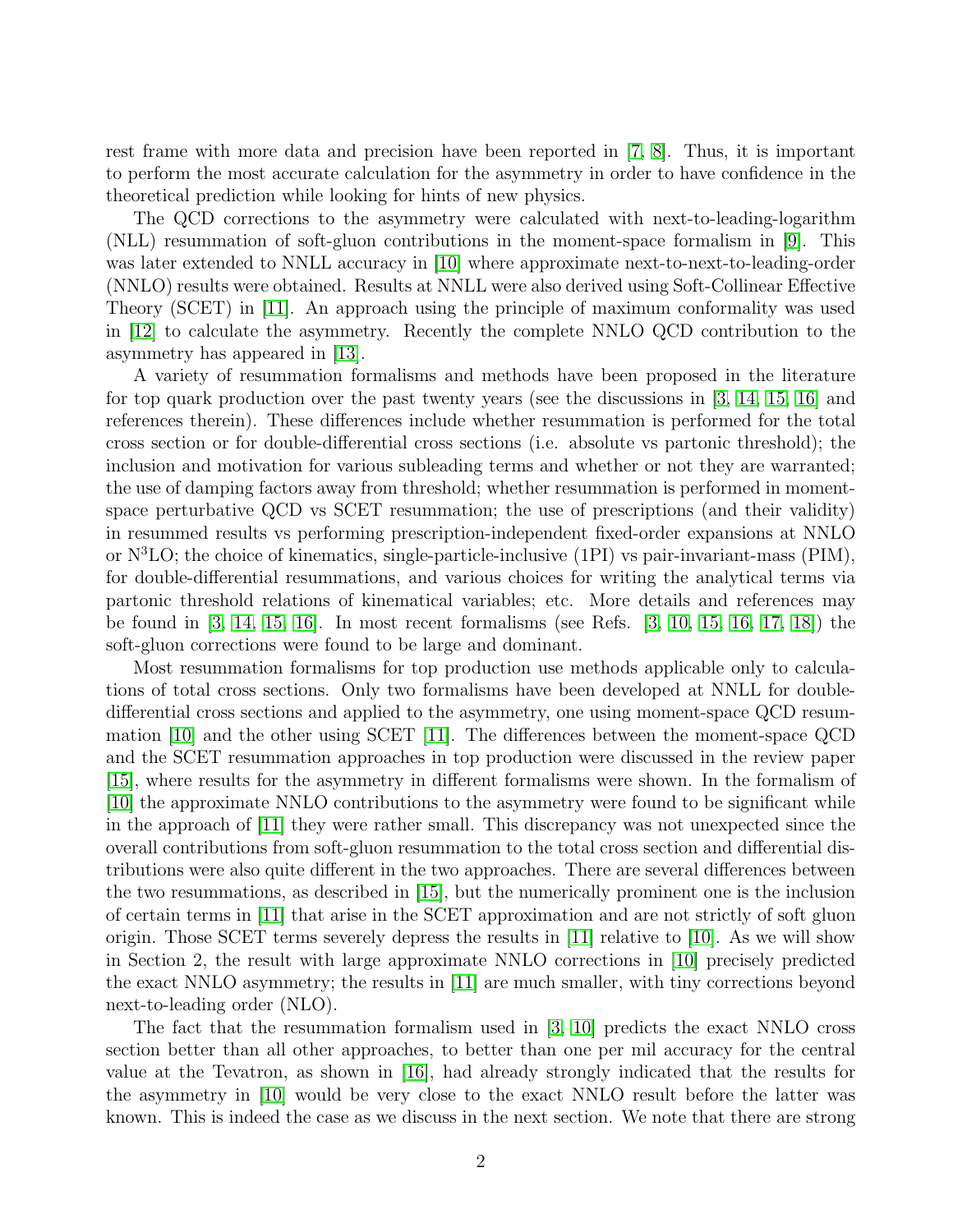rest frame with more data and precision have been reported in [7, 8]. Thus, it is important to perform the most accurate calculation for the asymmetry in order to have confidence in the theoretical prediction while looking for hints of new physics.

The QCD corrections to the asymmetry were calculated with next-to-leading-logarithm (NLL) resummation of soft-gluon contributions in the moment-space formalism in [9]. This was later extended to NNLL accuracy in [10] where approximate next-to-next-to-leading-order (NNLO) results were obtained. Results at NNLL were also derived using Soft-Collinear Effective Theory (SCET) in [11]. An approach using the principle of maximum conformality was used in [12] to calculate the asymmetry. Recently the complete NNLO QCD contribution to the asymmetry has appeared in [13].

A variety of resummation formalisms and methods have been proposed in the literature for top quark production over the past twenty years (see the discussions in [3, 14, 15, 16] and references therein). These differences include whether resummation is performed for the total cross section or for double-differential cross sections (i.e. absolute vs partonic threshold); the inclusion and motivation for various subleading terms and whether or not they are warranted; the use of damping factors away from threshold; whether resummation is performed in moment-space perturbative QCD vs SCET resummation; the use of prescriptions (and their validity) in resummed results vs performing prescription-independent fixed-order expansions at NNLO or N$^3$LO; the choice of kinematics, single-particle-inclusive (1PI) vs pair-invariant-mass (PIM), for double-differential resummations, and various choices for writing the analytical terms via partonic threshold relations of kinematical variables; etc. More details and references may be found in [3, 14, 15, 16]. In most recent formalisms (see Refs. [3, 10, 15, 16, 17, 18]) the soft-gluon corrections were found to be large and dominant.

Most resummation formalisms for top production use methods applicable only to calculations of total cross sections. Only two formalisms have been developed at NNLL for double-differential cross sections and applied to the asymmetry, one using moment-space QCD resummation [10] and the other using SCET [11]. The differences between the moment-space QCD and the SCET resummation approaches in top production were discussed in the review paper [15], where results for the asymmetry in different formalisms were shown. In the formalism of [10] the approximate NNLO contributions to the asymmetry were found to be significant while in the approach of [11] they were rather small. This discrepancy was not unexpected since the overall contributions from soft-gluon resummation to the total cross section and differential distributions were also quite different in the two approaches. There are several differences between the two resummations, as described in [15], but the numerically prominent one is the inclusion of certain terms in [11] that arise in the SCET approximation and are not strictly of soft gluon origin. Those SCET terms severely depress the results in [11] relative to [10]. As we will show in Section 2, the result with large approximate NNLO corrections in [10] precisely predicted the exact NNLO asymmetry; the results in [11] are much smaller, with tiny corrections beyond next-to-leading order (NLO).

The fact that the resummation formalism used in [3, 10] predicts the exact NNLO cross section better than all other approaches, to better than one per mil accuracy for the central value at the Tevatron, as shown in [16], had already strongly indicated that the results for the asymmetry in [10] would be very close to the exact NNLO result before the latter was known. This is indeed the case as we discuss in the next section. We note that there are strong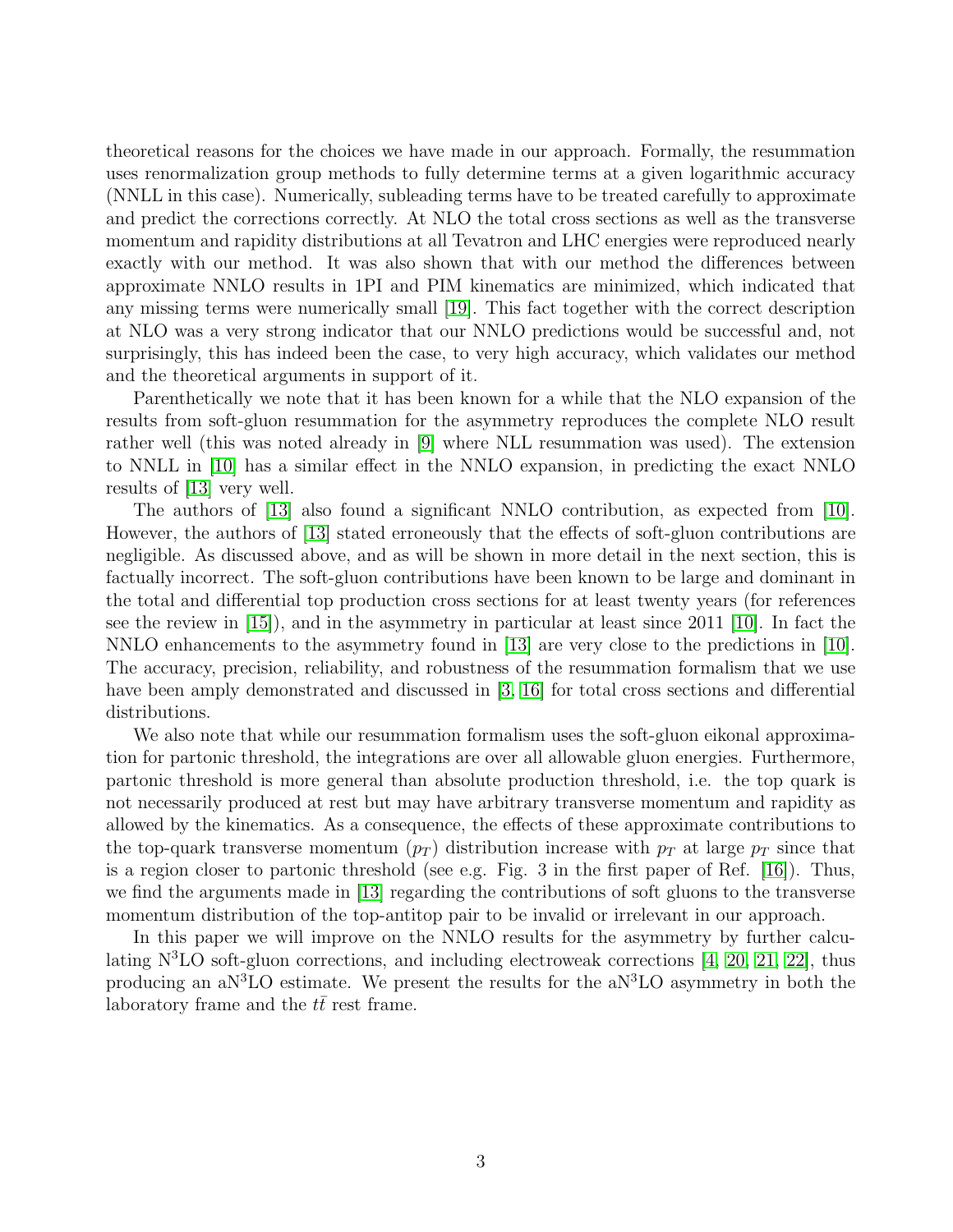theoretical reasons for the choices we have made in our approach. Formally, the resummation uses renormalization group methods to fully determine terms at a given logarithmic accuracy (NNLL in this case). Numerically, subleading terms have to be treated carefully to approximate and predict the corrections correctly. At NLO the total cross sections as well as the transverse momentum and rapidity distributions at all Tevatron and LHC energies were reproduced nearly exactly with our method. It was also shown that with our method the differences between approximate NNLO results in 1PI and PIM kinematics are minimized, which indicated that any missing terms were numerically small [19]. This fact together with the correct description at NLO was a very strong indicator that our NNLO predictions would be successful and, not surprisingly, this has indeed been the case, to very high accuracy, which validates our method and the theoretical arguments in support of it.

Parenthetically we note that it has been known for a while that the NLO expansion of the results from soft-gluon resummation for the asymmetry reproduces the complete NLO result rather well (this was noted already in [9] where NLL resummation was used). The extension to NNLL in [10] has a similar effect in the NNLO expansion, in predicting the exact NNLO results of [13] very well.

The authors of [13] also found a significant NNLO contribution, as expected from [10]. However, the authors of [13] stated erroneously that the effects of soft-gluon contributions are negligible. As discussed above, and as will be shown in more detail in the next section, this is factually incorrect. The soft-gluon contributions have been known to be large and dominant in the total and differential top production cross sections for at least twenty years (for references see the review in [15]), and in the asymmetry in particular at least since 2011 [10]. In fact the NNLO enhancements to the asymmetry found in [13] are very close to the predictions in [10]. The accuracy, precision, reliability, and robustness of the resummation formalism that we use have been amply demonstrated and discussed in [3, 16] for total cross sections and differential distributions.

We also note that while our resummation formalism uses the soft-gluon eikonal approximation for partonic threshold, the integrations are over all allowable gluon energies. Furthermore, partonic threshold is more general than absolute production threshold, i.e. the top quark is not necessarily produced at rest but may have arbitrary transverse momentum and rapidity as allowed by the kinematics. As a consequence, the effects of these approximate contributions to the top-quark transverse momentum ($p_T$) distribution increase with $p_T$ at large $p_T$ since that is a region closer to partonic threshold (see e.g. Fig. 3 in the first paper of Ref. [16]). Thus, we find the arguments made in [13] regarding the contributions of soft gluons to the transverse momentum distribution of the top-antitop pair to be invalid or irrelevant in our approach.

In this paper we will improve on the NNLO results for the asymmetry by further calculating N$^3$LO soft-gluon corrections, and including electroweak corrections [4, 20, 21, 22], thus producing an aN$^3$LO estimate. We present the results for the aN$^3$LO asymmetry in both the laboratory frame and the $t\bar{t}$ rest frame.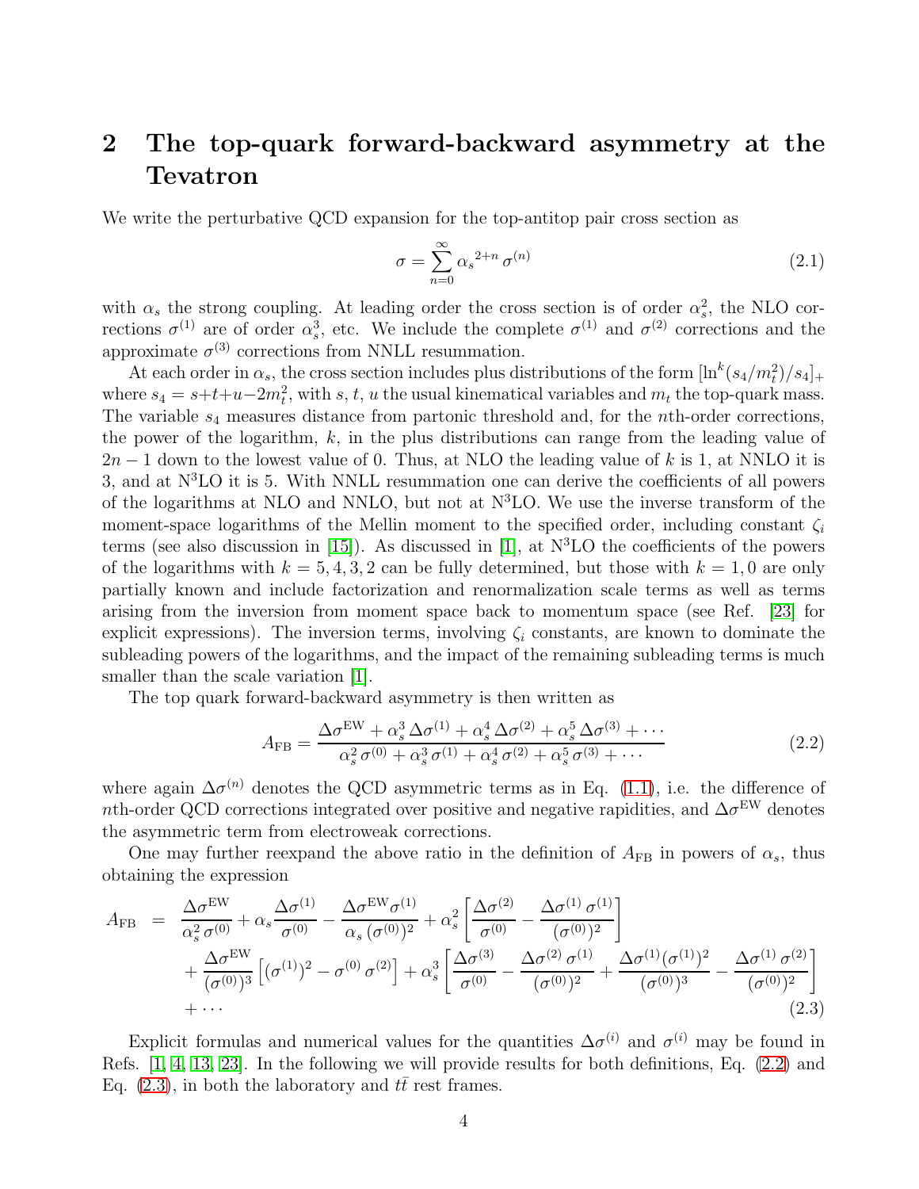## 2 The top-quark forward-backward asymmetry at the Tevatron

We write the perturbative QCD expansion for the top-antitop pair cross section as

$$\sigma = \sum_{n=0}^{\infty} {\alpha_s}^{2+n} \, \sigma^{(n)} \tag{2.1}$$

with $\alpha_s$ the strong coupling. At leading order the cross section is of order $\alpha_s^2$, the NLO corrections $\sigma^{(1)}$ are of order $\alpha_s^3$, etc. We include the complete $\sigma^{(1)}$ and $\sigma^{(2)}$ corrections and the approximate $\sigma^{(3)}$ corrections from NNLL resummation.

At each order in $\alpha_s$, the cross section includes plus distributions of the form $[\ln^k(s_4/m_t^2)/s_4]_+$ where $s_4 = s+t+u-2m_t^2$, with $s, t, u$ the usual kinematical variables and $m_t$ the top-quark mass. The variable $s_4$ measures distance from partonic threshold and, for the $n$th-order corrections, the power of the logarithm, $k$, in the plus distributions can range from the leading value of $2n-1$ down to the lowest value of 0. Thus, at NLO the leading value of $k$ is 1, at NNLO it is 3, and at N$^3$LO it is 5. With NNLL resummation one can derive the coefficients of all powers of the logarithms at NLO and NNLO, but not at N$^3$LO. We use the inverse transform of the moment-space logarithms of the Mellin moment to the specified order, including constant $\zeta_i$ terms (see also discussion in [15]). As discussed in [1], at N$^3$LO the coefficients of the powers of the logarithms with $k = 5, 4, 3, 2$ can be fully determined, but those with $k = 1, 0$ are only partially known and include factorization and renormalization scale terms as well as terms arising from the inversion from moment space back to momentum space (see Ref. [23] for explicit expressions). The inversion terms, involving $\zeta_i$ constants, are known to dominate the subleading powers of the logarithms, and the impact of the remaining subleading terms is much smaller than the scale variation [1].

The top quark forward-backward asymmetry is then written as

$$A_{\rm FB} = \frac{\Delta\sigma^{\rm EW} + \alpha_s^3 \, \Delta\sigma^{(1)} + \alpha_s^4 \, \Delta\sigma^{(2)} + \alpha_s^5 \, \Delta\sigma^{(3)} + \cdots}{\alpha_s^2 \, \sigma^{(0)} + \alpha_s^3 \, \sigma^{(1)} + \alpha_s^4 \, \sigma^{(2)} + \alpha_s^5 \, \sigma^{(3)} + \cdots} \tag{2.2}$$

where again $\Delta\sigma^{(n)}$ denotes the QCD asymmetric terms as in Eq. (1.1), i.e. the difference of $n$th-order QCD corrections integrated over positive and negative rapidities, and $\Delta\sigma^{\rm EW}$ denotes the asymmetric term from electroweak corrections.

One may further reexpand the above ratio in the definition of $A_{\rm FB}$ in powers of $\alpha_s$, thus obtaining the expression

$$\begin{aligned}
A_{\rm FB} \;=\;& \frac{\Delta\sigma^{\rm EW}}{\alpha_s^2 \, \sigma^{(0)}} + \alpha_s \frac{\Delta\sigma^{(1)}}{\sigma^{(0)}} - \frac{\Delta\sigma^{\rm EW}\sigma^{(1)}}{\alpha_s \, (\sigma^{(0)})^2} + \alpha_s^2 \left[\frac{\Delta\sigma^{(2)}}{\sigma^{(0)}} - \frac{\Delta\sigma^{(1)} \, \sigma^{(1)}}{(\sigma^{(0)})^2}\right] \\
&+ \frac{\Delta\sigma^{\rm EW}}{(\sigma^{(0)})^3}\left[(\sigma^{(1)})^2 - \sigma^{(0)} \, \sigma^{(2)}\right] + \alpha_s^3 \left[\frac{\Delta\sigma^{(3)}}{\sigma^{(0)}} - \frac{\Delta\sigma^{(2)} \, \sigma^{(1)}}{(\sigma^{(0)})^2} + \frac{\Delta\sigma^{(1)}(\sigma^{(1)})^2}{(\sigma^{(0)})^3} - \frac{\Delta\sigma^{(1)} \, \sigma^{(2)}}{(\sigma^{(0)})^2}\right] \\
&+ \cdots
\end{aligned} \tag{2.3}$$

Explicit formulas and numerical values for the quantities $\Delta\sigma^{(i)}$ and $\sigma^{(i)}$ may be found in Refs. [1, 4, 13, 23]. In the following we will provide results for both definitions, Eq. (2.2) and Eq. (2.3), in both the laboratory and $t\bar{t}$ rest frames.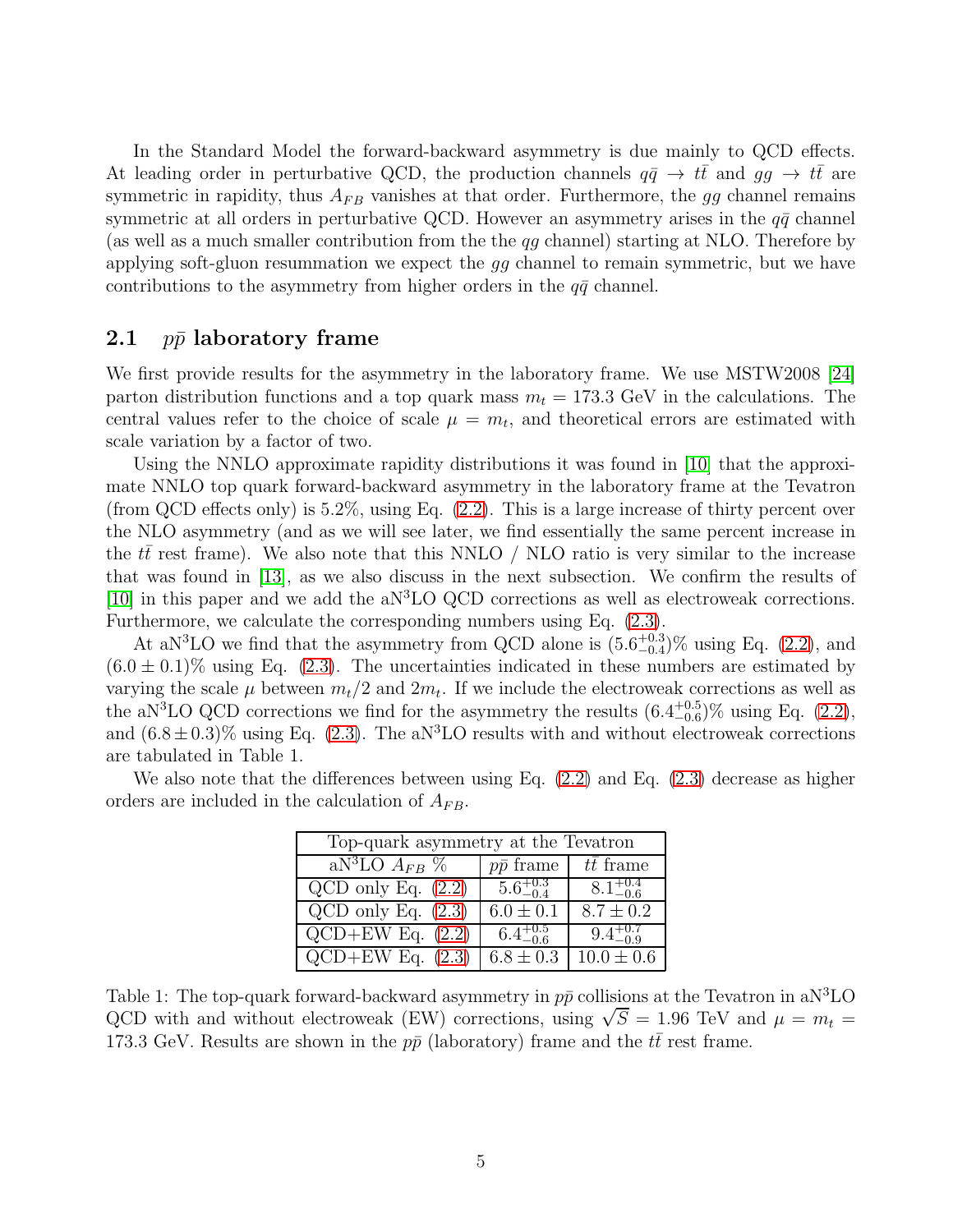In the Standard Model the forward-backward asymmetry is due mainly to QCD effects. At leading order in perturbative QCD, the production channels $q\bar{q} \to t\bar{t}$ and $gg \to t\bar{t}$ are symmetric in rapidity, thus $A_{FB}$ vanishes at that order. Furthermore, the $gg$ channel remains symmetric at all orders in perturbative QCD. However an asymmetry arises in the $q\bar{q}$ channel (as well as a much smaller contribution from the the $qg$ channel) starting at NLO. Therefore by applying soft-gluon resummation we expect the $gg$ channel to remain symmetric, but we have contributions to the asymmetry from higher orders in the $q\bar{q}$ channel.

## 2.1 $p\bar{p}$ laboratory frame

We first provide results for the asymmetry in the laboratory frame. We use MSTW2008 [24] parton distribution functions and a top quark mass $m_t = 173.3$ GeV in the calculations. The central values refer to the choice of scale $\mu = m_t$, and theoretical errors are estimated with scale variation by a factor of two.

Using the NNLO approximate rapidity distributions it was found in [10] that the approximate NNLO top quark forward-backward asymmetry in the laboratory frame at the Tevatron (from QCD effects only) is 5.2%, using Eq. (2.2). This is a large increase of thirty percent over the NLO asymmetry (and as we will see later, we find essentially the same percent increase in the $t\bar{t}$ rest frame). We also note that this NNLO / NLO ratio is very similar to the increase that was found in [13], as we also discuss in the next subsection. We confirm the results of [10] in this paper and we add the aN$^3$LO QCD corrections as well as electroweak corrections. Furthermore, we calculate the corresponding numbers using Eq. (2.3).

At aN$^3$LO we find that the asymmetry from QCD alone is $(5.6^{+0.3}_{-0.4})$% using Eq. (2.2), and $(6.0 \pm 0.1)$% using Eq. (2.3). The uncertainties indicated in these numbers are estimated by varying the scale $\mu$ between $m_t/2$ and $2m_t$. If we include the electroweak corrections as well as the aN$^3$LO QCD corrections we find for the asymmetry the results $(6.4^{+0.5}_{-0.6})$% using Eq. (2.2), and $(6.8 \pm 0.3)$% using Eq. (2.3). The aN$^3$LO results with and without electroweak corrections are tabulated in Table 1.

We also note that the differences between using Eq. (2.2) and Eq. (2.3) decrease as higher orders are included in the calculation of $A_{FB}$.

| Top-quark asymmetry at the Tevatron | | |
|---|---|---|
| aN$^3$LO $A_{FB}$ % | $p\bar{p}$ frame | $t\bar{t}$ frame |
| QCD only Eq. (2.2) | $5.6^{+0.3}_{-0.4}$ | $8.1^{+0.4}_{-0.6}$ |
| QCD only Eq. (2.3) | $6.0 \pm 0.1$ | $8.7 \pm 0.2$ |
| QCD+EW Eq. (2.2) | $6.4^{+0.5}_{-0.6}$ | $9.4^{+0.7}_{-0.9}$ |
| QCD+EW Eq. (2.3) | $6.8 \pm 0.3$ | $10.0 \pm 0.6$ |

Table 1: The top-quark forward-backward asymmetry in $p\bar{p}$ collisions at the Tevatron in aN$^3$LO QCD with and without electroweak (EW) corrections, using $\sqrt{S} = 1.96$ TeV and $\mu = m_t = 173.3$ GeV. Results are shown in the $p\bar{p}$ (laboratory) frame and the $t\bar{t}$ rest frame.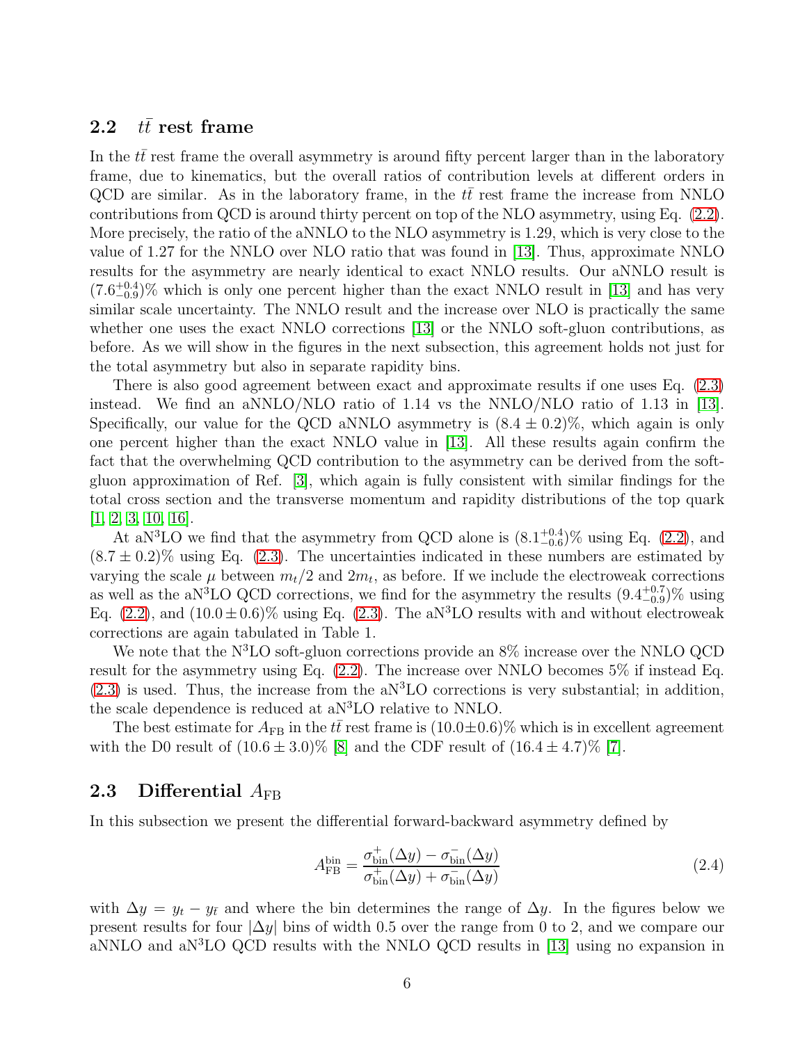### 2.2 $t\bar{t}$ rest frame

In the $t\bar{t}$ rest frame the overall asymmetry is around fifty percent larger than in the laboratory frame, due to kinematics, but the overall ratios of contribution levels at different orders in QCD are similar. As in the laboratory frame, in the $t\bar{t}$ rest frame the increase from NNLO contributions from QCD is around thirty percent on top of the NLO asymmetry, using Eq. (2.2). More precisely, the ratio of the aNNLO to the NLO asymmetry is 1.29, which is very close to the value of 1.27 for the NNLO over NLO ratio that was found in [13]. Thus, approximate NNLO results for the asymmetry are nearly identical to exact NNLO results. Our aNNLO result is $(7.6^{+0.4}_{-0.9})\%$ which is only one percent higher than the exact NNLO result in [13] and has very similar scale uncertainty. The NNLO result and the increase over NLO is practically the same whether one uses the exact NNLO corrections [13] or the NNLO soft-gluon contributions, as before. As we will show in the figures in the next subsection, this agreement holds not just for the total asymmetry but also in separate rapidity bins.

There is also good agreement between exact and approximate results if one uses Eq. (2.3) instead. We find an aNNLO/NLO ratio of 1.14 vs the NNLO/NLO ratio of 1.13 in [13]. Specifically, our value for the QCD aNNLO asymmetry is $(8.4 \pm 0.2)\%$, which again is only one percent higher than the exact NNLO value in [13]. All these results again confirm the fact that the overwhelming QCD contribution to the asymmetry can be derived from the soft-gluon approximation of Ref. [3], which again is fully consistent with similar findings for the total cross section and the transverse momentum and rapidity distributions of the top quark [1, 2, 3, 10, 16].

At aN$^3$LO we find that the asymmetry from QCD alone is $(8.1^{+0.4}_{-0.6})\%$ using Eq. (2.2), and $(8.7 \pm 0.2)\%$ using Eq. (2.3). The uncertainties indicated in these numbers are estimated by varying the scale $\mu$ between $m_t/2$ and $2m_t$, as before. If we include the electroweak corrections as well as the aN$^3$LO QCD corrections, we find for the asymmetry the results $(9.4^{+0.7}_{-0.9})\%$ using Eq. (2.2), and $(10.0 \pm 0.6)\%$ using Eq. (2.3). The aN$^3$LO results with and without electroweak corrections are again tabulated in Table 1.

We note that the N$^3$LO soft-gluon corrections provide an 8% increase over the NNLO QCD result for the asymmetry using Eq. (2.2). The increase over NNLO becomes 5% if instead Eq. (2.3) is used. Thus, the increase from the aN$^3$LO corrections is very substantial; in addition, the scale dependence is reduced at aN$^3$LO relative to NNLO.

The best estimate for $A_{\rm FB}$ in the $t\bar{t}$ rest frame is $(10.0 \pm 0.6)\%$ which is in excellent agreement with the D0 result of $(10.6 \pm 3.0)\%$ [8] and the CDF result of $(16.4 \pm 4.7)\%$ [7].

### 2.3 Differential $A_{\rm FB}$

In this subsection we present the differential forward-backward asymmetry defined by

$$A_{\rm FB}^{\rm bin} = \frac{\sigma^+_{\rm bin}(\Delta y) - \sigma^-_{\rm bin}(\Delta y)}{\sigma^+_{\rm bin}(\Delta y) + \sigma^-_{\rm bin}(\Delta y)} \tag{2.4}$$

with $\Delta y = y_t - y_{\bar{t}}$ and where the bin determines the range of $\Delta y$. In the figures below we present results for four $|\Delta y|$ bins of width 0.5 over the range from 0 to 2, and we compare our aNNLO and aN$^3$LO QCD results with the NNLO QCD results in [13] using no expansion in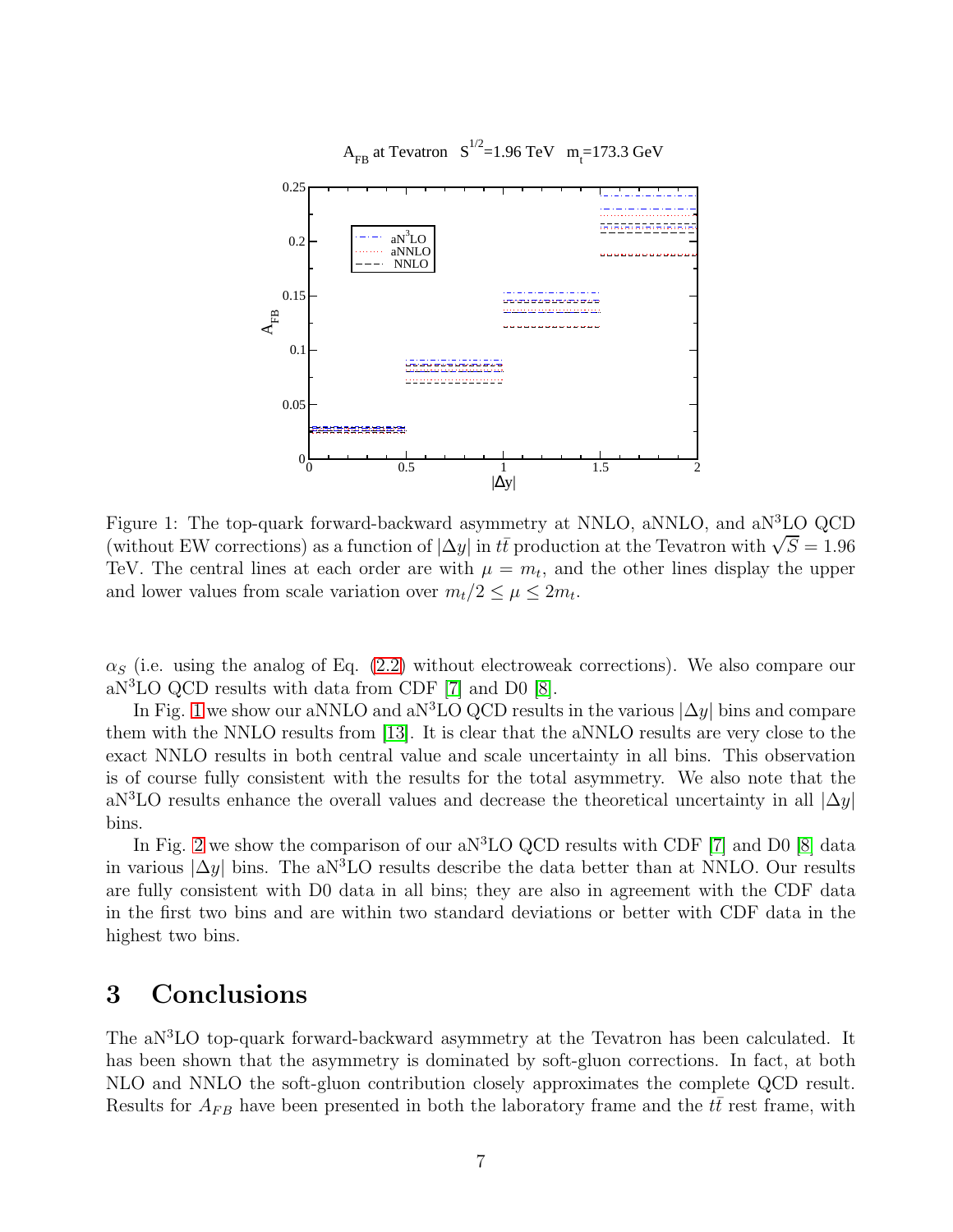Figure 1: The top-quark forward-backward asymmetry at NNLO, aNNLO, and aN$^3$LO QCD (without EW corrections) as a function of $|\Delta y|$ in $t\bar{t}$ production at the Tevatron with $\sqrt{S} = 1.96$ TeV. The central lines at each order are with $\mu = m_t$, and the other lines display the upper and lower values from scale variation over $m_t/2 \le \mu \le 2m_t$.

$\alpha_S$ (i.e. using the analog of Eq. (2.2) without electroweak corrections). We also compare our aN$^3$LO QCD results with data from CDF [7] and D0 [8].

In Fig. 1 we show our aNNLO and aN$^3$LO QCD results in the various $|\Delta y|$ bins and compare them with the NNLO results from [13]. It is clear that the aNNLO results are very close to the exact NNLO results in both central value and scale uncertainty in all bins. This observation is of course fully consistent with the results for the total asymmetry. We also note that the aN$^3$LO results enhance the overall values and decrease the theoretical uncertainty in all $|\Delta y|$ bins.

In Fig. 2 we show the comparison of our aN$^3$LO QCD results with CDF [7] and D0 [8] data in various $|\Delta y|$ bins. The aN$^3$LO results describe the data better than at NNLO. Our results are fully consistent with D0 data in all bins; they are also in agreement with the CDF data in the first two bins and are within two standard deviations or better with CDF data in the highest two bins.

# 3 Conclusions

The aN$^3$LO top-quark forward-backward asymmetry at the Tevatron has been calculated. It has been shown that the asymmetry is dominated by soft-gluon corrections. In fact, at both NLO and NNLO the soft-gluon contribution closely approximates the complete QCD result. Results for $A_{FB}$ have been presented in both the laboratory frame and the $t\bar{t}$ rest frame, with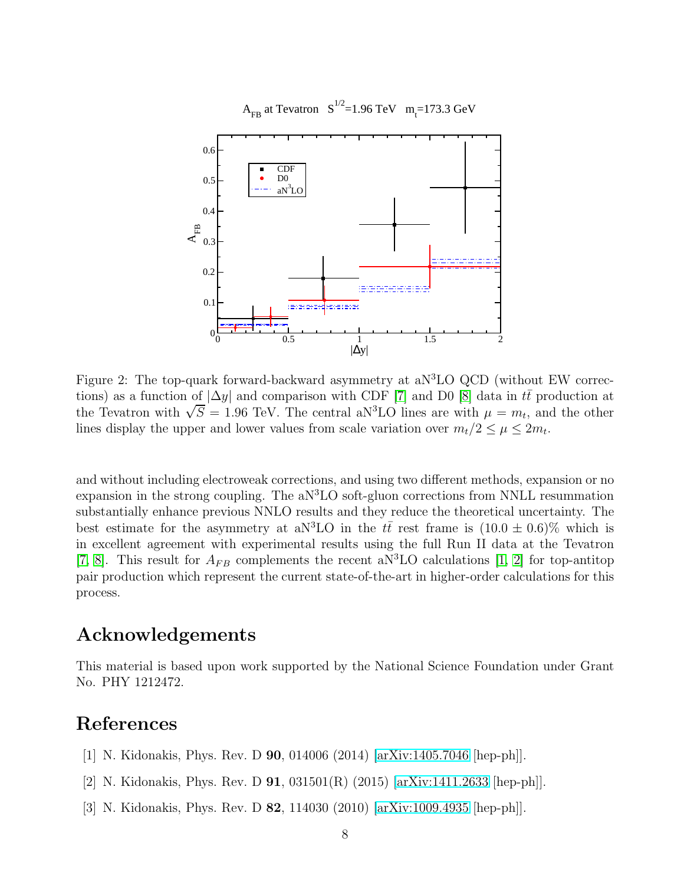Figure 2: The top-quark forward-backward asymmetry at aN$^3$LO QCD (without EW corrections) as a function of $|\Delta y|$ and comparison with CDF [7] and D0 [8] data in $t\bar{t}$ production at the Tevatron with $\sqrt{S} = 1.96$ TeV. The central aN$^3$LO lines are with $\mu = m_t$, and the other lines display the upper and lower values from scale variation over $m_t/2 \le \mu \le 2m_t$.

and without including electroweak corrections, and using two different methods, expansion or no expansion in the strong coupling. The aN$^3$LO soft-gluon corrections from NNLL resummation substantially enhance previous NNLO results and they reduce the theoretical uncertainty. The best estimate for the asymmetry at aN$^3$LO in the $t\bar{t}$ rest frame is $(10.0 \pm 0.6)\%$ which is in excellent agreement with experimental results using the full Run II data at the Tevatron [7, 8]. This result for $A_{FB}$ complements the recent aN$^3$LO calculations [1, 2] for top-antitop pair production which represent the current state-of-the-art in higher-order calculations for this process.

## Acknowledgements

This material is based upon work supported by the National Science Foundation under Grant No. PHY 1212472.

## References

[1] N. Kidonakis, Phys. Rev. D **90**, 014006 (2014) [arXiv:1405.7046 [hep-ph]].

[2] N. Kidonakis, Phys. Rev. D **91**, 031501(R) (2015) [arXiv:1411.2633 [hep-ph]].

[3] N. Kidonakis, Phys. Rev. D **82**, 114030 (2010) [arXiv:1009.4935 [hep-ph]].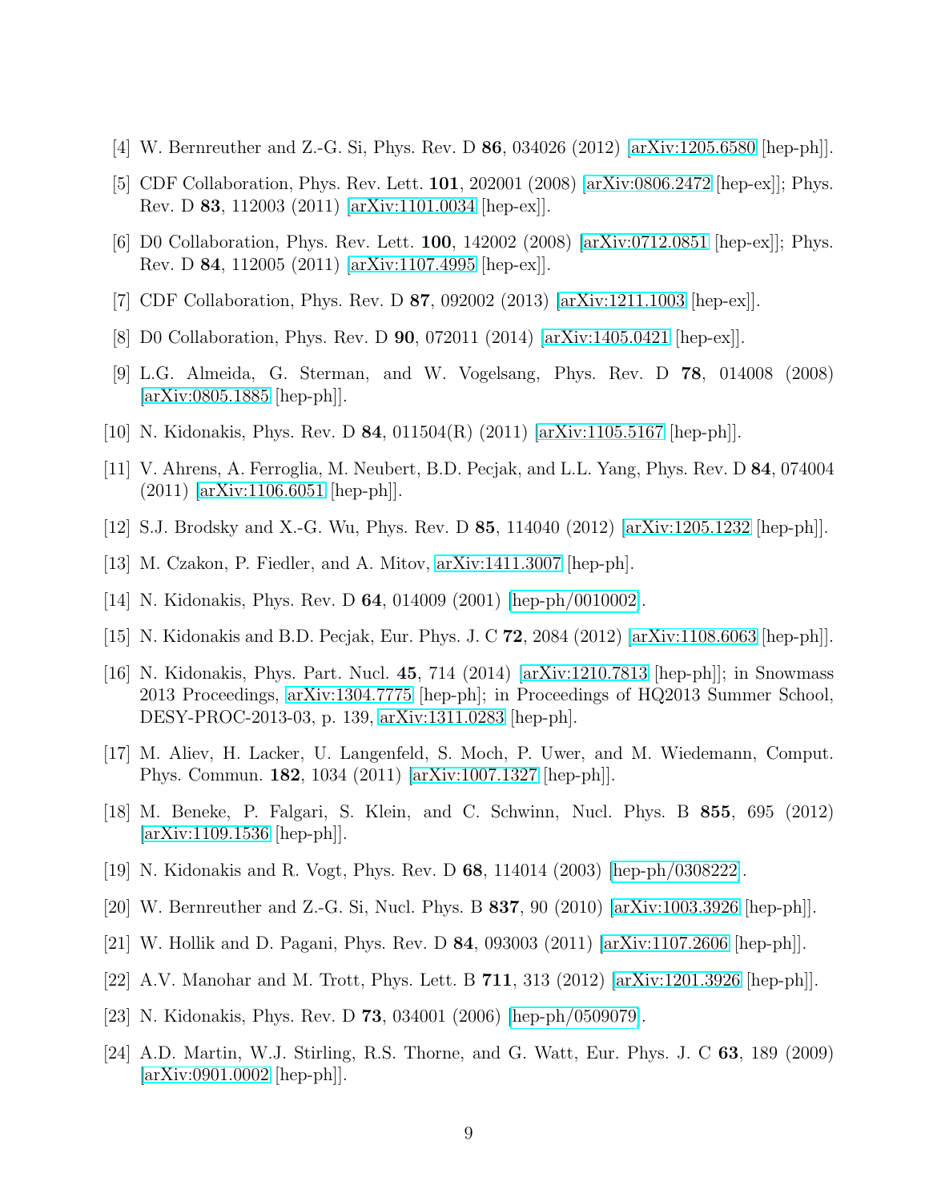[4] W. Bernreuther and Z.-G. Si, Phys. Rev. D **86**, 034026 (2012) [arXiv:1205.6580 [hep-ph]].

[5] CDF Collaboration, Phys. Rev. Lett. **101**, 202001 (2008) [arXiv:0806.2472 [hep-ex]]; Phys. Rev. D **83**, 112003 (2011) [arXiv:1101.0034 [hep-ex]].

[6] D0 Collaboration, Phys. Rev. Lett. **100**, 142002 (2008) [arXiv:0712.0851 [hep-ex]]; Phys. Rev. D **84**, 112005 (2011) [arXiv:1107.4995 [hep-ex]].

[7] CDF Collaboration, Phys. Rev. D **87**, 092002 (2013) [arXiv:1211.1003 [hep-ex]].

[8] D0 Collaboration, Phys. Rev. D **90**, 072011 (2014) [arXiv:1405.0421 [hep-ex]].

[9] L.G. Almeida, G. Sterman, and W. Vogelsang, Phys. Rev. D **78**, 014008 (2008) [arXiv:0805.1885 [hep-ph]].

[10] N. Kidonakis, Phys. Rev. D **84**, 011504(R) (2011) [arXiv:1105.5167 [hep-ph]].

[11] V. Ahrens, A. Ferroglia, M. Neubert, B.D. Pecjak, and L.L. Yang, Phys. Rev. D **84**, 074004 (2011) [arXiv:1106.6051 [hep-ph]].

[12] S.J. Brodsky and X.-G. Wu, Phys. Rev. D **85**, 114040 (2012) [arXiv:1205.1232 [hep-ph]].

[13] M. Czakon, P. Fiedler, and A. Mitov, arXiv:1411.3007 [hep-ph].

[14] N. Kidonakis, Phys. Rev. D **64**, 014009 (2001) [hep-ph/0010002].

[15] N. Kidonakis and B.D. Pecjak, Eur. Phys. J. C **72**, 2084 (2012) [arXiv:1108.6063 [hep-ph]].

[16] N. Kidonakis, Phys. Part. Nucl. **45**, 714 (2014) [arXiv:1210.7813 [hep-ph]]; in Snowmass 2013 Proceedings, arXiv:1304.7775 [hep-ph]; in Proceedings of HQ2013 Summer School, DESY-PROC-2013-03, p. 139, arXiv:1311.0283 [hep-ph].

[17] M. Aliev, H. Lacker, U. Langenfeld, S. Moch, P. Uwer, and M. Wiedemann, Comput. Phys. Commun. **182**, 1034 (2011) [arXiv:1007.1327 [hep-ph]].

[18] M. Beneke, P. Falgari, S. Klein, and C. Schwinn, Nucl. Phys. B **855**, 695 (2012) [arXiv:1109.1536 [hep-ph]].

[19] N. Kidonakis and R. Vogt, Phys. Rev. D **68**, 114014 (2003) [hep-ph/0308222].

[20] W. Bernreuther and Z.-G. Si, Nucl. Phys. B **837**, 90 (2010) [arXiv:1003.3926 [hep-ph]].

[21] W. Hollik and D. Pagani, Phys. Rev. D **84**, 093003 (2011) [arXiv:1107.2606 [hep-ph]].

[22] A.V. Manohar and M. Trott, Phys. Lett. B **711**, 313 (2012) [arXiv:1201.3926 [hep-ph]].

[23] N. Kidonakis, Phys. Rev. D **73**, 034001 (2006) [hep-ph/0509079].

[24] A.D. Martin, W.J. Stirling, R.S. Thorne, and G. Watt, Eur. Phys. J. C **63**, 189 (2009) [arXiv:0901.0002 [hep-ph]].